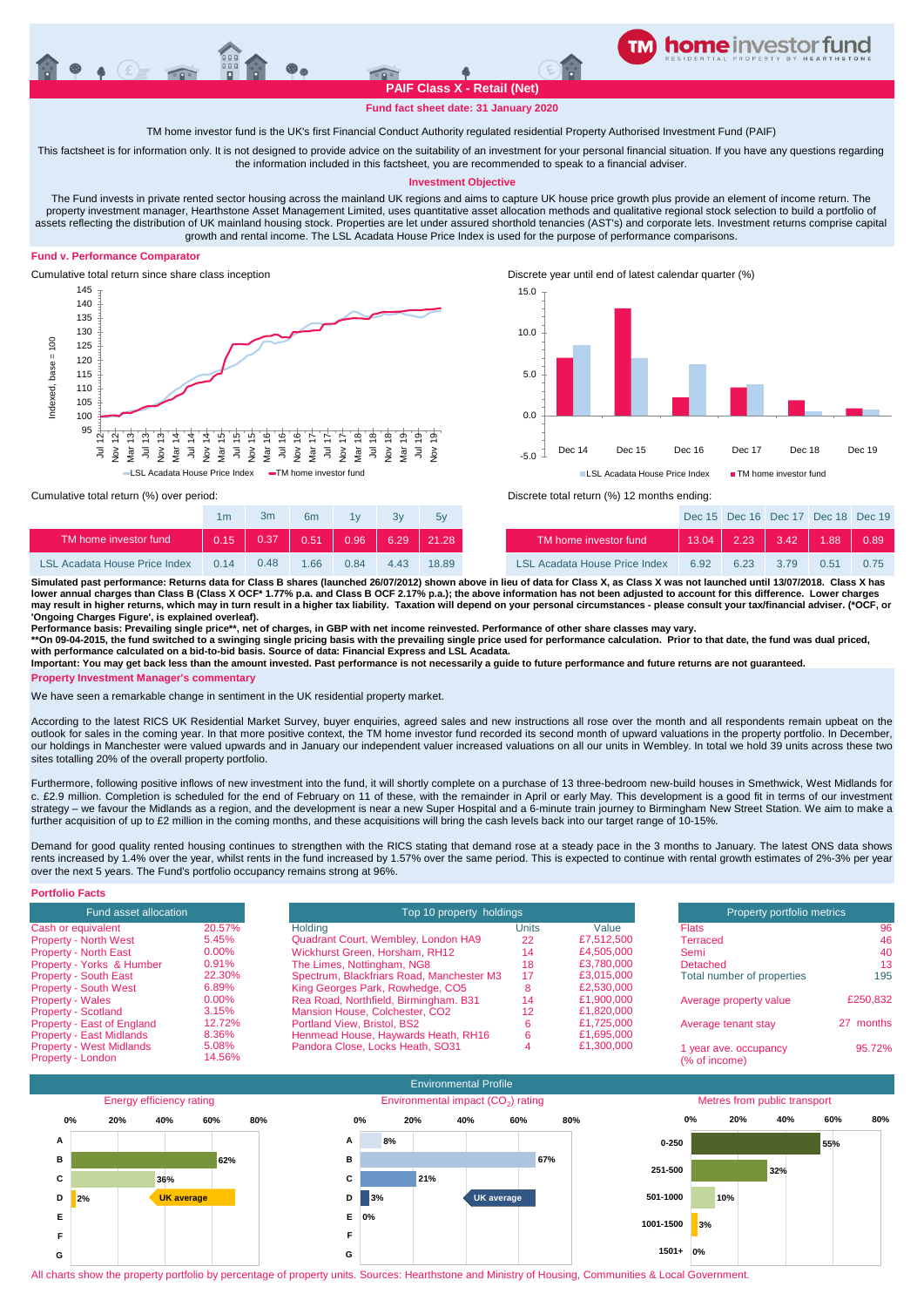# home investor fund

RESIDENTIAL PROPERTY BY HEARTHSTONE

## PAIF Class X - Retail (Net)

**Fund fact sheet date: 31 January 2020**

TM home investor fund is the UK's first Financial Conduct Authority regulated residential Property Authorised Investment Fund (PAIF)

This factsheet is for information only. It is not designed to provide advice on the suitability of an investment for your personal financial situation. If you have any questions regarding the information included in this factsheet, you are recommended to speak to a financial adviser.

### Investment Objective

The Fund invests in private rented sector housing across the mainland UK regions and aims to capture UK house price growth plus provide an element of income return. The property investment manager, Hearthstone Asset Management Limited, uses quantitative asset allocation methods and qualitative regional stock selection to build a portfolio of assets reflecting the distribution of UK mainland housing stock. Properties are let under assured shorthold tenancies (AST's) and corporate lets. Investment returns comprise capital growth and rental income. The LSL Acadata House Price Index is used for the purpose of performance comparisons.

### Fund v. Performance Comparator

Cumulative total return since share class inception

Discrete year until end of latest calendar quarter (%)

Cumulative total return (%) over period:

| | 1m | 3m | 6m | 1y | 3y | 5y |
|---|---|---|---|---|---|---|
| TM home investor fund | 0.15 | 0.37 | 0.51 | 0.96 | 6.29 | 21.28 |
| LSL Acadata House Price Index | 0.14 | 0.48 | 1.66 | 0.84 | 4.43 | 18.89 |

Discrete total return (%) 12 months ending:

| | Dec 15 | Dec 16 | Dec 17 | Dec 18 | Dec 19 |
|---|---|---|---|---|---|
| TM home investor fund | 13.04 | 2.23 | 3.42 | 1.88 | 0.89 |
| LSL Acadata House Price Index | 6.92 | 6.23 | 3.79 | 0.51 | 0.75 |

**Simulated past performance: Returns data for Class B shares (launched 26/07/2012) shown above in lieu of data for Class X, as Class X was not launched until 13/07/2018. Class X has lower annual charges than Class B (Class X OCF* 1.77% p.a. and Class B OCF 2.17% p.a.); the above information has not been adjusted to account for this difference. Lower charges may result in higher returns, which may in turn result in a higher tax liability. Taxation will depend on your personal circumstances - please consult your tax/financial adviser. (*OCF, or 'Ongoing Charges Figure', is explained overleaf).**

**Performance basis: Prevailing single price**, net of charges, in GBP with net income reinvested. Performance of other share classes may vary.**

****On 09-04-2015, the fund switched to a swinging single pricing basis with the prevailing single price used for performance calculation. Prior to that date, the fund was dual priced, with performance calculated on a bid-to-bid basis. Source of data: Financial Express and LSL Acadata.**

**Important: You may get back less than the amount invested. Past performance is not necessarily a guide to future performance and future returns are not guaranteed.**

### Property Investment Manager's commentary

We have seen a remarkable change in sentiment in the UK residential property market.

According to the latest RICS UK Residential Market Survey, buyer enquiries, agreed sales and new instructions all rose over the month and all respondents remain upbeat on the outlook for sales in the coming year. In that more positive context, the TM home investor fund recorded its second month of upward valuations in the property portfolio. In December, our holdings in Manchester were valued upwards and in January our independent valuer increased valuations on all our units in Wembley. In total we hold 39 units across these two sites totalling 20% of the overall property portfolio.

Furthermore, following positive inflows of new investment into the fund, it will shortly complete on a purchase of 13 three-bedroom new-build houses in Smethwick, West Midlands for c. £2.9 million. Completion is scheduled for the end of February on 11 of these, with the remainder in April or early May. This development is a good fit in terms of our investment strategy – we favour the Midlands as a region, and the development is near a new Super Hospital and a 6-minute train journey to Birmingham New Street Station. We aim to make a further acquisition of up to £2 million in the coming months, and these acquisitions will bring the cash levels back into our target range of 10-15%.

Demand for good quality rented housing continues to strengthen with the RICS stating that demand rose at a steady pace in the 3 months to January. The latest ONS data shows rents increased by 1.4% over the year, whilst rents in the fund increased by 1.57% over the same period. This is expected to continue with rental growth estimates of 2%-3% per year over the next 5 years. The Fund's portfolio occupancy remains strong at 96%.

### Portfolio Facts

| Fund asset allocation | |
|---|---|
| Cash or equivalent | 20.57% |
| Property - North West | 5.45% |
| Property - North East | 0.00% |
| Property - Yorks & Humber | 0.91% |
| Property - South East | 22.30% |
| Property - South West | 6.89% |
| Property - Wales | 0.00% |
| Property - Scotland | 3.15% |
| Property - East of England | 12.72% |
| Property - East Midlands | 8.36% |
| Property - West Midlands | 5.08% |
| Property - London | 14.56% |

| Top 10 property holdings | | |
|---|---|---|
| Holding | Units | Value |
| Quadrant Court, Wembley, London HA9 | 22 | £7,512,500 |
| Wickhurst Green, Horsham, RH12 | 14 | £4,505,000 |
| The Limes, Nottingham, NG8 | 18 | £3,780,000 |
| Spectrum, Blackfriars Road, Manchester M3 | 17 | £3,015,000 |
| King Georges Park, Rowhedge, CO5 | 8 | £2,530,000 |
| Rea Road, Northfield, Birmingham. B31 | 14 | £1,900,000 |
| Mansion House, Colchester, CO2 | 12 | £1,820,000 |
| Portland View, Bristol, BS2 | 6 | £1,725,000 |
| Henmead House, Haywards Heath, RH16 | 6 | £1,695,000 |
| Pandora Close, Locks Heath, SO31 | 4 | £1,300,000 |

| Property portfolio metrics | |
|---|---|
| Flats | 96 |
| Terraced | 46 |
| Semi | 40 |
| Detached | 13 |
| Total number of properties | 195 |
| Average property value | £250,832 |
| Average tenant stay | 27 months |
| 1 year ave. occupancy (% of income) | 95.72% |

### Environmental Profile

Energy efficiency rating

| Rating | % |
|---|---|
| A | |
| B | 62% |
| C | 36% |
| D | 2% (UK average) |
| E | |
| F | |
| G | |

Environmental impact ($CO_2$) rating

| Rating | % |
|---|---|
| A | 8% |
| B | 67% |
| C | 21% |
| D | 3% (UK average) |
| E | 0% |
| F | |
| G | |

Metres from public transport

| Metres | % |
|---|---|
| 0-250 | 55% |
| 251-500 | 32% |
| 501-1000 | 10% |
| 1001-1500 | 3% |
| 1501+ | 0% |

All charts show the property portfolio by percentage of property units. Sources: Hearthstone and Ministry of Housing, Communities & Local Government.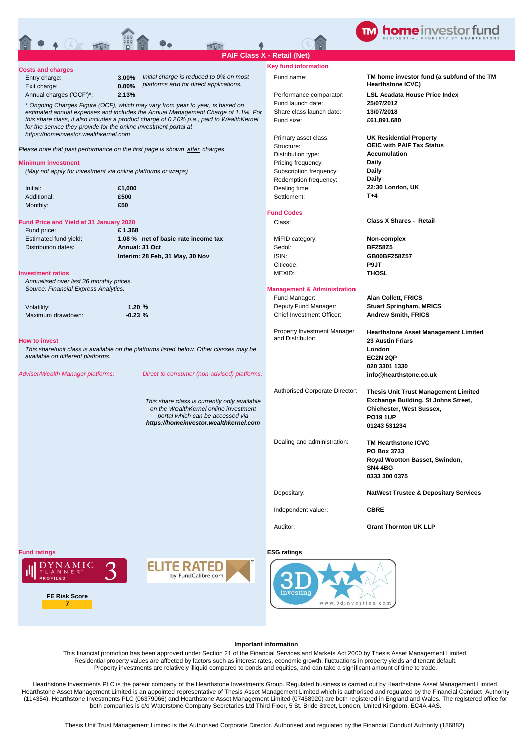## PAIF Class X - Retail (Net)

### Costs and charges

| | | |
|---|---|---|
| Entry charge: | 3.00% | *Initial charge is reduced to 0% on most platforms and for direct applications.* |
| Exit charge: | 0.00% | |
| Annual charges ('OCF')*: | 2.13% | |

*\* Ongoing Charges Figure (OCF), which may vary from year to year, is based on estimated annual expenses and includes the Annual Management Charge of 1.1%. For this share class, it also includes a product charge of 0.20% p.a., paid to WealthKernel for the service they provide for the online investment portal at https://homeinvestor.wealthkernel.com*

*Please note that past performance on the first page is shown after charges*

### Minimum investment

*(May not apply for investment via online platforms or wraps)*

| | |
|---|---|
| Initial: | £1,000 |
| Additional: | £500 |
| Monthly: | £50 |

### Fund Price and Yield at 31 January 2020

| | |
|---|---|
| Fund price: | £ 1.368 |
| Estimated fund yield: | 1.08 % net of basic rate income tax |
| Distribution dates: | Annual: 31 Oct |
| | Interim: 28 Feb, 31 May, 30 Nov |

### Investment ratios

*Annualised over last 36 monthly prices.*
*Source: Financial Express Analytics.*

| | |
|---|---|
| Volatility: | 1.20 % |
| Maximum drawdown: | -0.23 % |

### How to invest

*This share/unit class is available on the platforms listed below. Other classes may be available on different platforms.*

*Adviser/Wealth Manager platforms:*

*Direct to consumer (non-advised) platforms:*

*This share class is currently only available on the WealthKernel online investment portal which can be accessed via* ***https://homeinvestor.wealthkernel.com***

### Key fund information

| | |
|---|---|
| Fund name: | TM home investor fund (a subfund of the TM Hearthstone ICVC) |
| Performance comparator: | LSL Acadata House Price Index |
| Fund launch date: | 25/07/2012 |
| Share class launch date: | 13/07/2018 |
| Fund size: | £61,891,680 |
| Primary asset class: | UK Residential Property |
| Structure: | OEIC with PAIF Tax Status |
| Distribution type: | Accumulation |
| Pricing frequency: | Daily |
| Subscription frequency: | Daily |
| Redemption frequency: | Daily |
| Dealing time: | 22:30 London, UK |
| Settlement: | T+4 |

### Fund Codes

| | |
|---|---|
| Class: | Class X Shares - Retail |
| MiFID category: | Non-complex |
| Sedol: | BFZ58Z5 |
| ISIN: | GB00BFZ58Z57 |
| Citicode: | P9JT |
| MEXID: | THOSL |

### Management & Administration

| | |
|---|---|
| Fund Manager: | Alan Collett, FRICS |
| Deputy Fund Manager: | Stuart Springham, MRICS |
| Chief Investment Officer: | Andrew Smith, FRICS |
| Property Investment Manager and Distributor: | Hearthstone Asset Management Limited, 23 Austin Friars, London, EC2N 2QP, 020 3301 1330, info@hearthstone.co.uk |
| Authorised Corporate Director: | Thesis Unit Trust Management Limited, Exchange Building, St Johns Street, Chichester, West Sussex, PO19 1UP, 01243 531234 |
| Dealing and administration: | TM Hearthstone ICVC, PO Box 3733, Royal Wootton Basset, Swindon, SN4 4BG, 0333 300 0375 |
| Depositary: | NatWest Trustee & Depositary Services |
| Independent valuer: | CBRE |
| Auditor: | Grant Thornton UK LLP |

### Fund ratings

DYNAMIC PLANNER PROFILED 3

ELITE RATED by FundCalibre.com

FE Risk Score
7

### ESG ratings

3D investing
www.3dinvesting.com

**Important information**

This financial promotion has been approved under Section 21 of the Financial Services and Markets Act 2000 by Thesis Asset Management Limited. Residential property values are affected by factors such as interest rates, economic growth, fluctuations in property yields and tenant default. Property investments are relatively illiquid compared to bonds and equities, and can take a significant amount of time to trade.

Hearthstone Investments PLC is the parent company of the Hearthstone Investments Group. Regulated business is carried out by Hearthstone Asset Management Limited. Hearthstone Asset Management Limited is an appointed representative of Thesis Asset Management Limited which is authorised and regulated by the Financial Conduct Authority (114354). Hearthstone Investments PLC (06379066) and Hearthstone Asset Management Limited (07458920) are both registered in England and Wales. The registered office for both companies is c/o Waterstone Company Secretaries Ltd Third Floor, 5 St. Bride Street, London, United Kingdom, EC4A 4AS.

Thesis Unit Trust Management Limited is the Authorised Corporate Director. Authorised and regulated by the Financial Conduct Authority (186882).